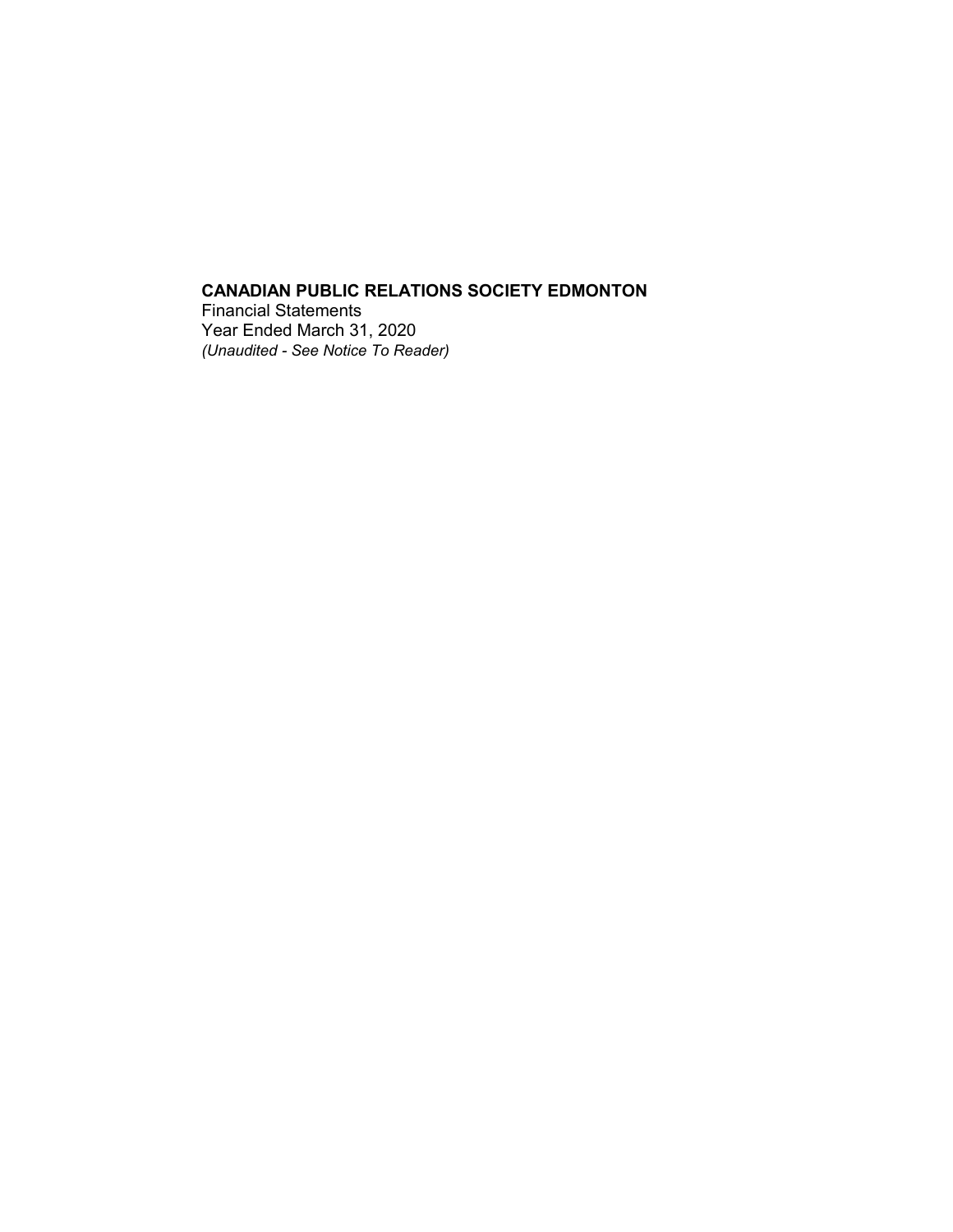**CANADIAN PUBLIC RELATIONS SOCIETY EDMONTON**

Financial Statements

Year Ended March 31, 2020

*(Unaudited - See Notice To Reader)*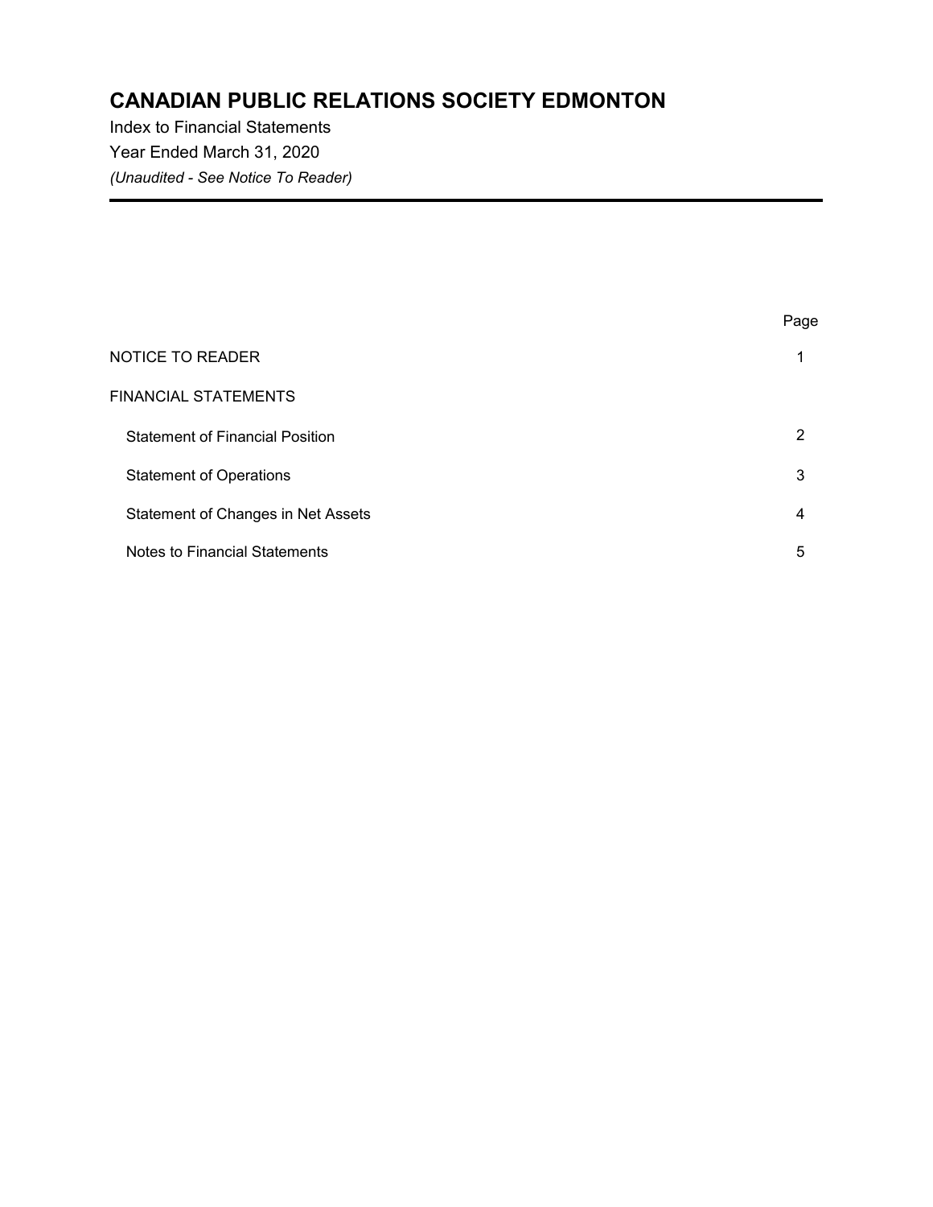# CANADIAN PUBLIC RELATIONS SOCIETY EDMONTON

Index to Financial Statements

Year Ended March 31, 2020

*(Unaudited - See Notice To Reader)*

| | Page |
|---|---|
| NOTICE TO READER | 1 |
| FINANCIAL STATEMENTS | |
| Statement of Financial Position | 2 |
| Statement of Operations | 3 |
| Statement of Changes in Net Assets | 4 |
| Notes to Financial Statements | 5 |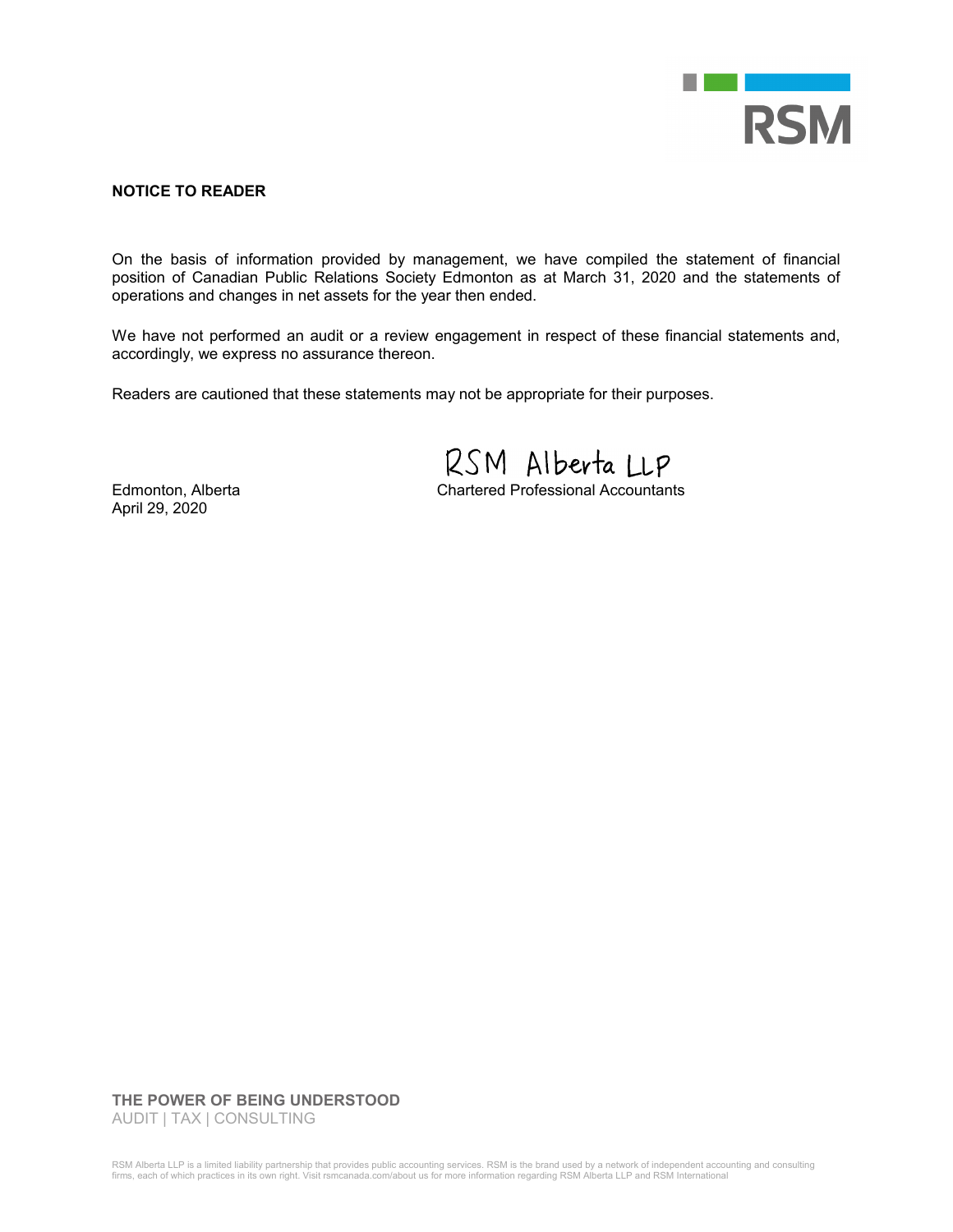RSM

**NOTICE TO READER**

On the basis of information provided by management, we have compiled the statement of financial position of Canadian Public Relations Society Edmonton as at March 31, 2020 and the statements of operations and changes in net assets for the year then ended.

We have not performed an audit or a review engagement in respect of these financial statements and, accordingly, we express no assurance thereon.

Readers are cautioned that these statements may not be appropriate for their purposes.

RSM Alberta LLP

Edmonton, Alberta
April 29, 2020

Chartered Professional Accountants

**THE POWER OF BEING UNDERSTOOD**
AUDIT | TAX | CONSULTING

RSM Alberta LLP is a limited liability partnership that provides public accounting services. RSM is the brand used by a network of independent accounting and consulting firms, each of which practices in its own right. Visit rsmcanada.com/about us for more information regarding RSM Alberta LLP and RSM International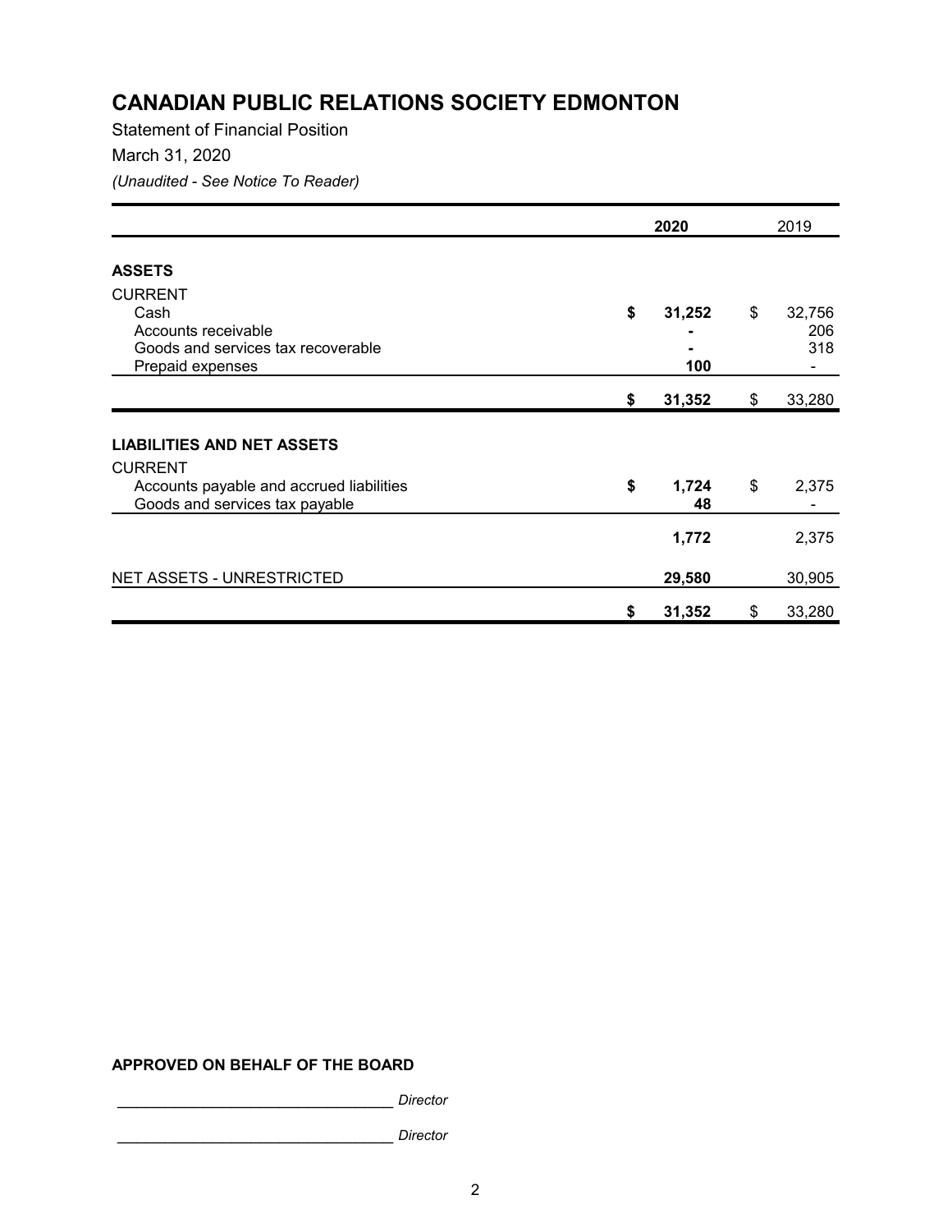# CANADIAN PUBLIC RELATIONS SOCIETY EDMONTON

Statement of Financial Position

March 31, 2020

*(Unaudited - See Notice To Reader)*

| | 2020 | 2019 |
|---|---|---|
| **ASSETS** | | |
| CURRENT | | |
| Cash | **$ 31,252** | $ 32,756 |
| Accounts receivable | **-** | 206 |
| Goods and services tax recoverable | **-** | 318 |
| Prepaid expenses | **100** | - |
| | **$ 31,352** | $ 33,280 |
| **LIABILITIES AND NET ASSETS** | | |
| CURRENT | | |
| Accounts payable and accrued liabilities | **$ 1,724** | $ 2,375 |
| Goods and services tax payable | **48** | - |
| | **1,772** | 2,375 |
| NET ASSETS - UNRESTRICTED | **29,580** | 30,905 |
| | **$ 31,352** | $ 33,280 |

**APPROVED ON BEHALF OF THE BOARD**

_________________________________ *Director*

_________________________________ *Director*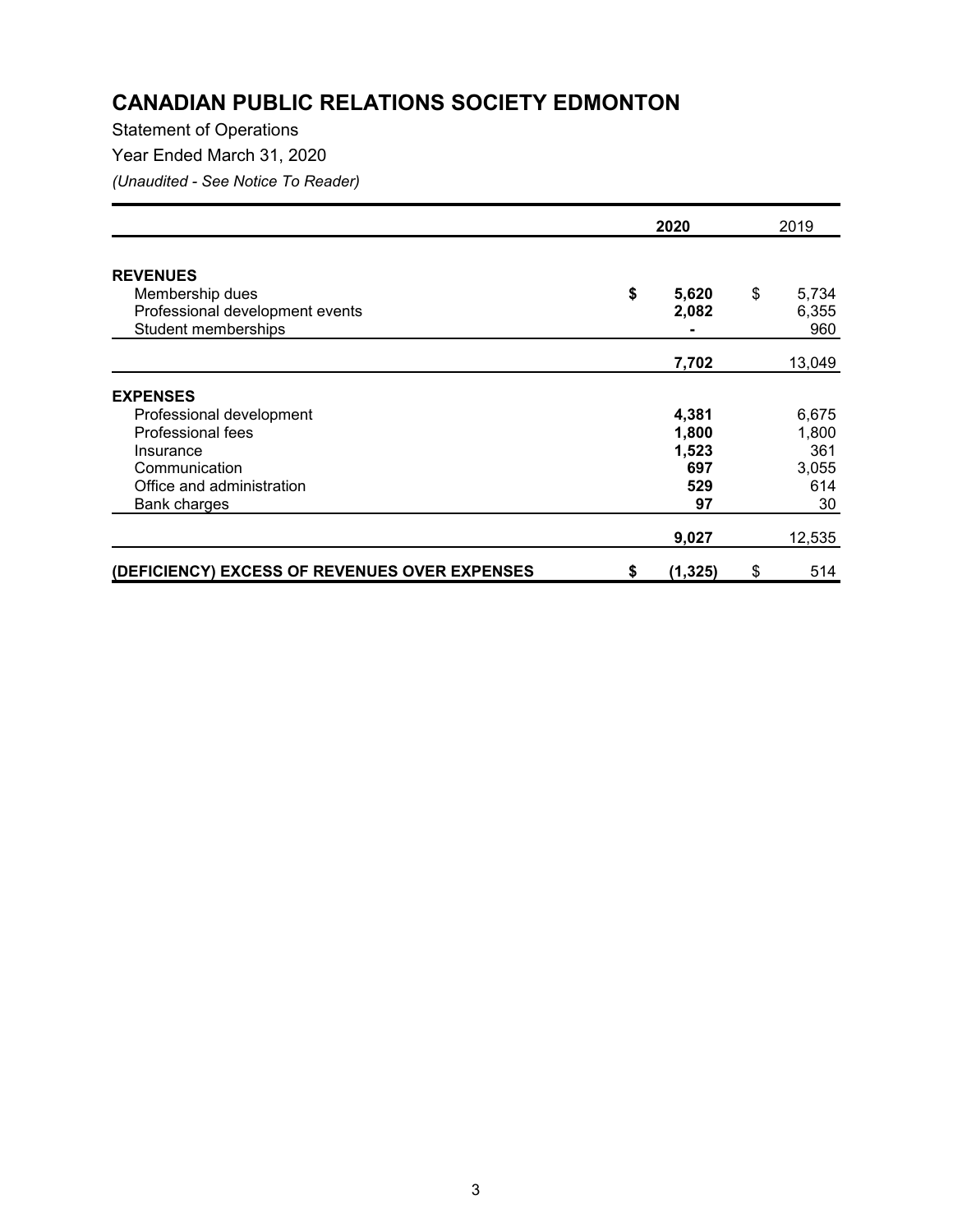# CANADIAN PUBLIC RELATIONS SOCIETY EDMONTON

Statement of Operations

Year Ended March 31, 2020

*(Unaudited - See Notice To Reader)*

| | **2020** | 2019 |
|---|---|---|
| **REVENUES** | | |
| Membership dues | **$ 5,620** | $ 5,734 |
| Professional development events | **2,082** | 6,355 |
| Student memberships | **-** | 960 |
| | **7,702** | 13,049 |
| **EXPENSES** | | |
| Professional development | **4,381** | 6,675 |
| Professional fees | **1,800** | 1,800 |
| Insurance | **1,523** | 361 |
| Communication | **697** | 3,055 |
| Office and administration | **529** | 614 |
| Bank charges | **97** | 30 |
| | **9,027** | 12,535 |
| **(DEFICIENCY) EXCESS OF REVENUES OVER EXPENSES** | **$ (1,325)** | $ 514 |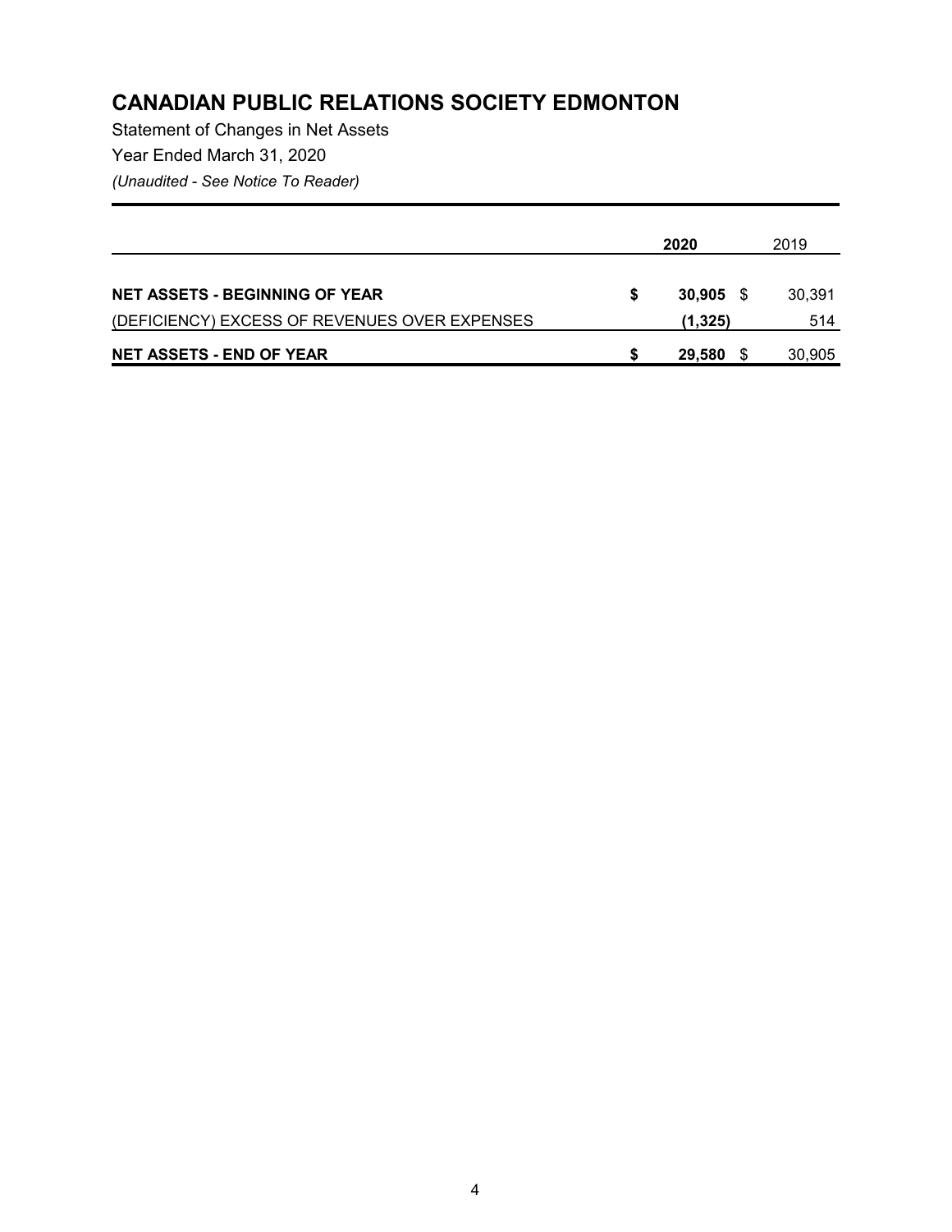# CANADIAN PUBLIC RELATIONS SOCIETY EDMONTON

Statement of Changes in Net Assets

Year Ended March 31, 2020

*(Unaudited - See Notice To Reader)*

| | 2020 | 2019 |
|---|---|---|
| **NET ASSETS - BEGINNING OF YEAR** | **$ 30,905** | $ 30,391 |
| (DEFICIENCY) EXCESS OF REVENUES OVER EXPENSES | **(1,325)** | 514 |
| **NET ASSETS - END OF YEAR** | **$ 29,580** | $ 30,905 |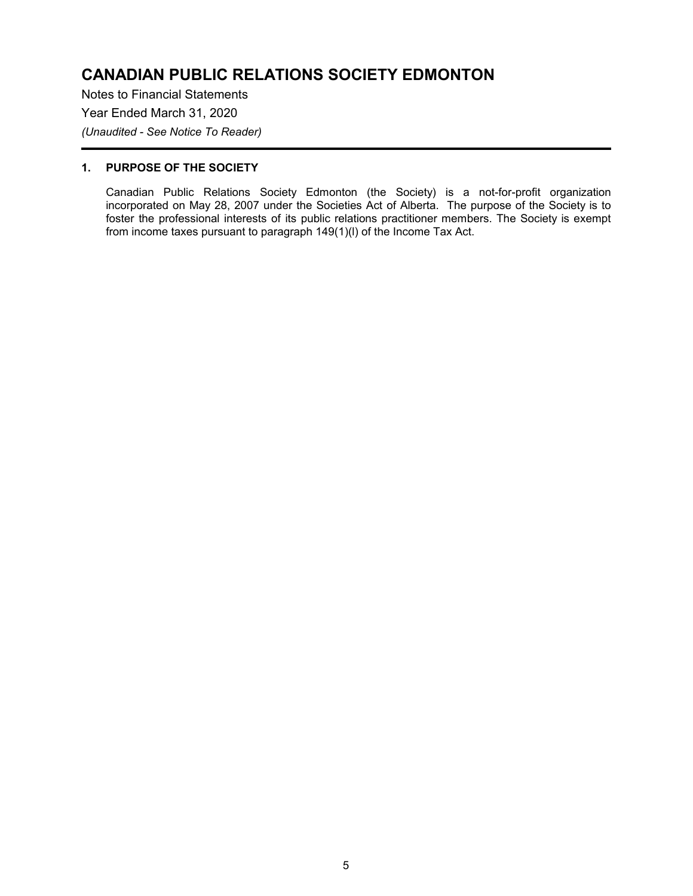# CANADIAN PUBLIC RELATIONS SOCIETY EDMONTON

Notes to Financial Statements

Year Ended March 31, 2020

*(Unaudited - See Notice To Reader)*

## 1. PURPOSE OF THE SOCIETY

Canadian Public Relations Society Edmonton (the Society) is a not-for-profit organization incorporated on May 28, 2007 under the Societies Act of Alberta. The purpose of the Society is to foster the professional interests of its public relations practitioner members. The Society is exempt from income taxes pursuant to paragraph 149(1)(l) of the Income Tax Act.